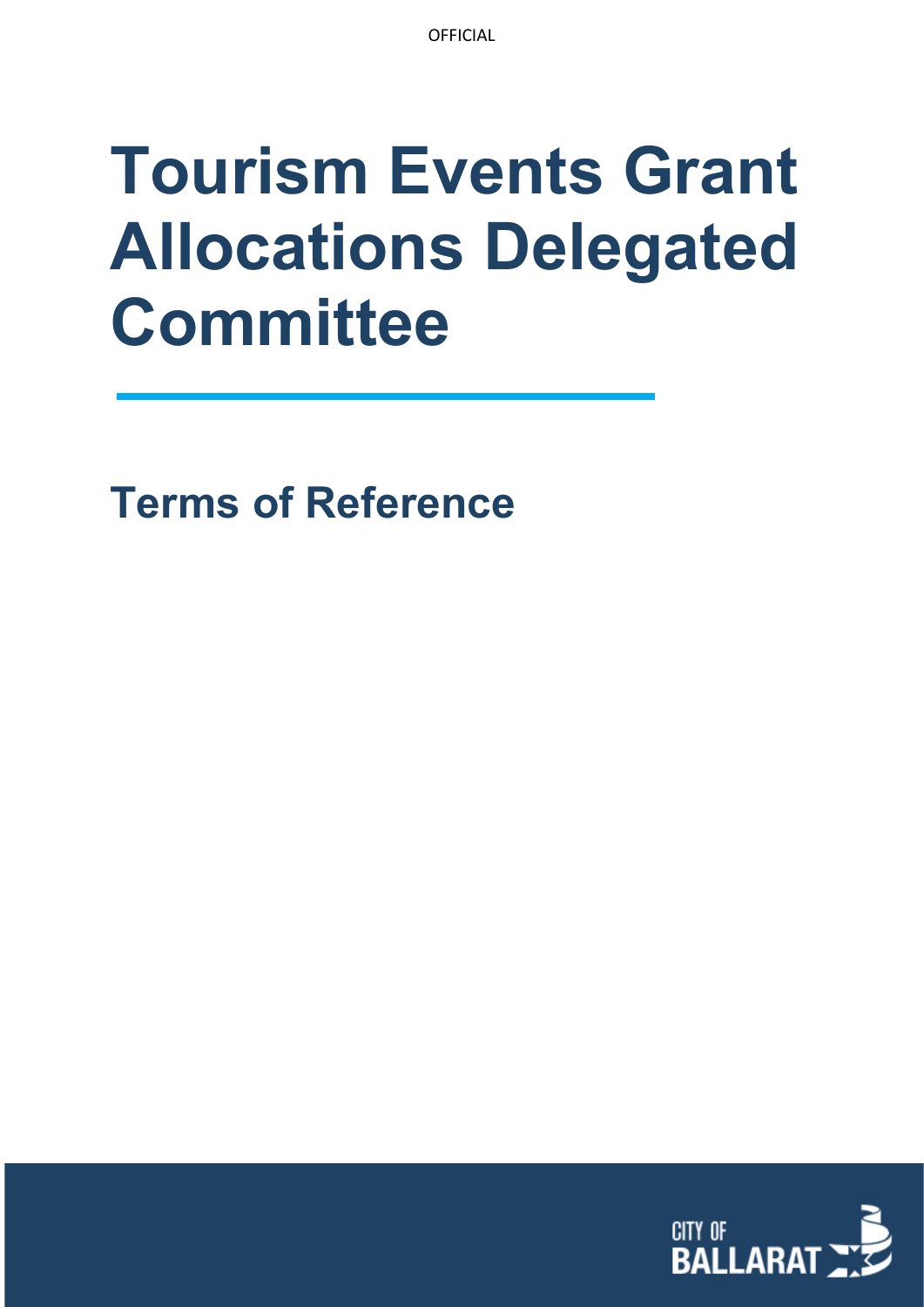# Tourism Events Grant Allocations Delegated Committee

## Terms of Reference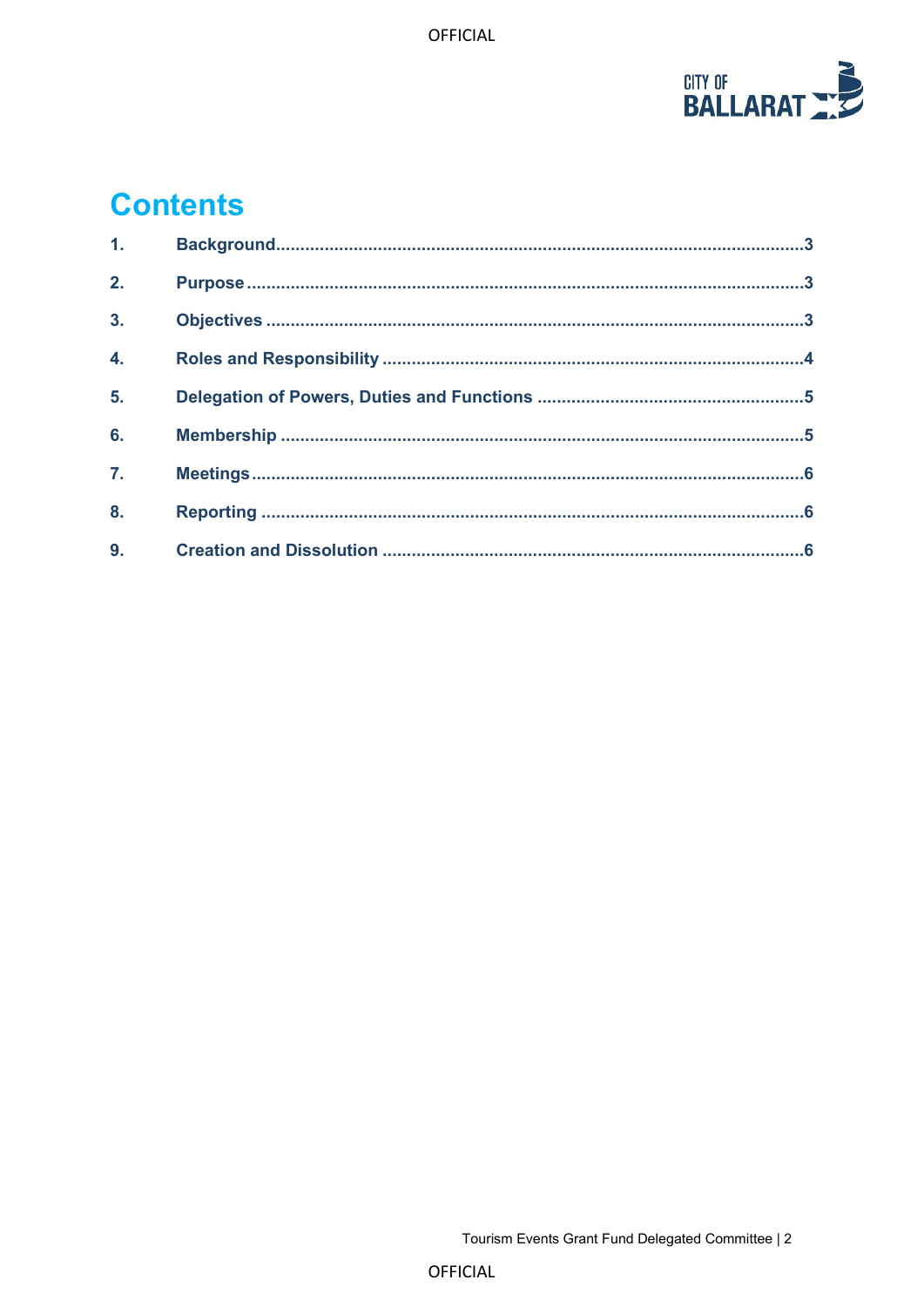# Contents

1. Background ... 3
2. Purpose ... 3
3. Objectives ... 3
4. Roles and Responsibility ... 4
5. Delegation of Powers, Duties and Functions ... 5
6. Membership ... 5
7. Meetings ... 6
8. Reporting ... 6
9. Creation and Dissolution ... 6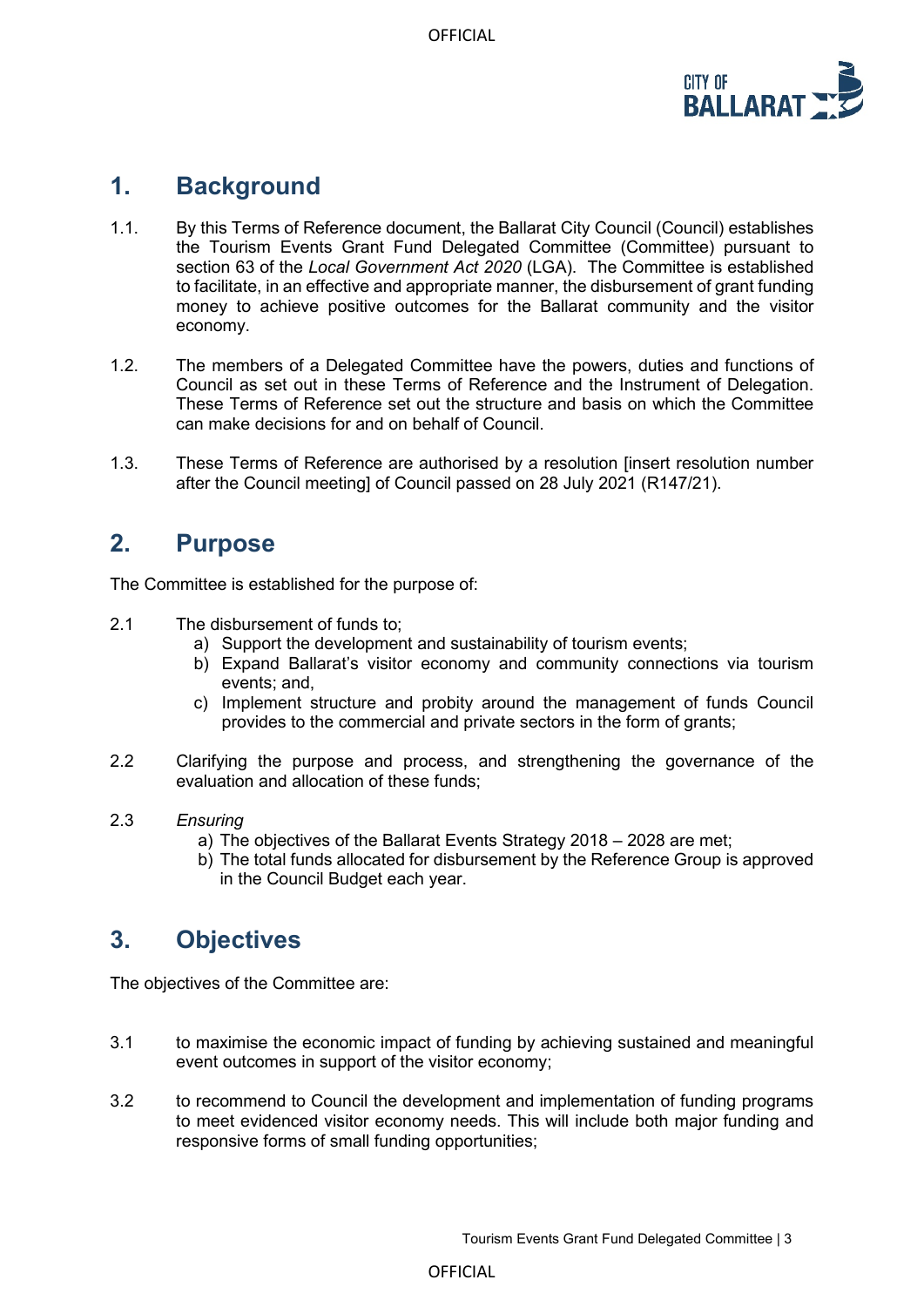## 1. Background

1.1. By this Terms of Reference document, the Ballarat City Council (Council) establishes the Tourism Events Grant Fund Delegated Committee (Committee) pursuant to section 63 of the *Local Government Act 2020* (LGA). The Committee is established to facilitate, in an effective and appropriate manner, the disbursement of grant funding money to achieve positive outcomes for the Ballarat community and the visitor economy.

1.2. The members of a Delegated Committee have the powers, duties and functions of Council as set out in these Terms of Reference and the Instrument of Delegation. These Terms of Reference set out the structure and basis on which the Committee can make decisions for and on behalf of Council.

1.3. These Terms of Reference are authorised by a resolution [insert resolution number after the Council meeting] of Council passed on 28 July 2021 (R147/21).

## 2. Purpose

The Committee is established for the purpose of:

2.1 The disbursement of funds to;

a) Support the development and sustainability of tourism events;
b) Expand Ballarat's visitor economy and community connections via tourism events; and,
c) Implement structure and probity around the management of funds Council provides to the commercial and private sectors in the form of grants;

2.2 Clarifying the purpose and process, and strengthening the governance of the evaluation and allocation of these funds;

2.3 *Ensuring*

a) The objectives of the Ballarat Events Strategy 2018 – 2028 are met;
b) The total funds allocated for disbursement by the Reference Group is approved in the Council Budget each year.

## 3. Objectives

The objectives of the Committee are:

3.1 to maximise the economic impact of funding by achieving sustained and meaningful event outcomes in support of the visitor economy;

3.2 to recommend to Council the development and implementation of funding programs to meet evidenced visitor economy needs. This will include both major funding and responsive forms of small funding opportunities;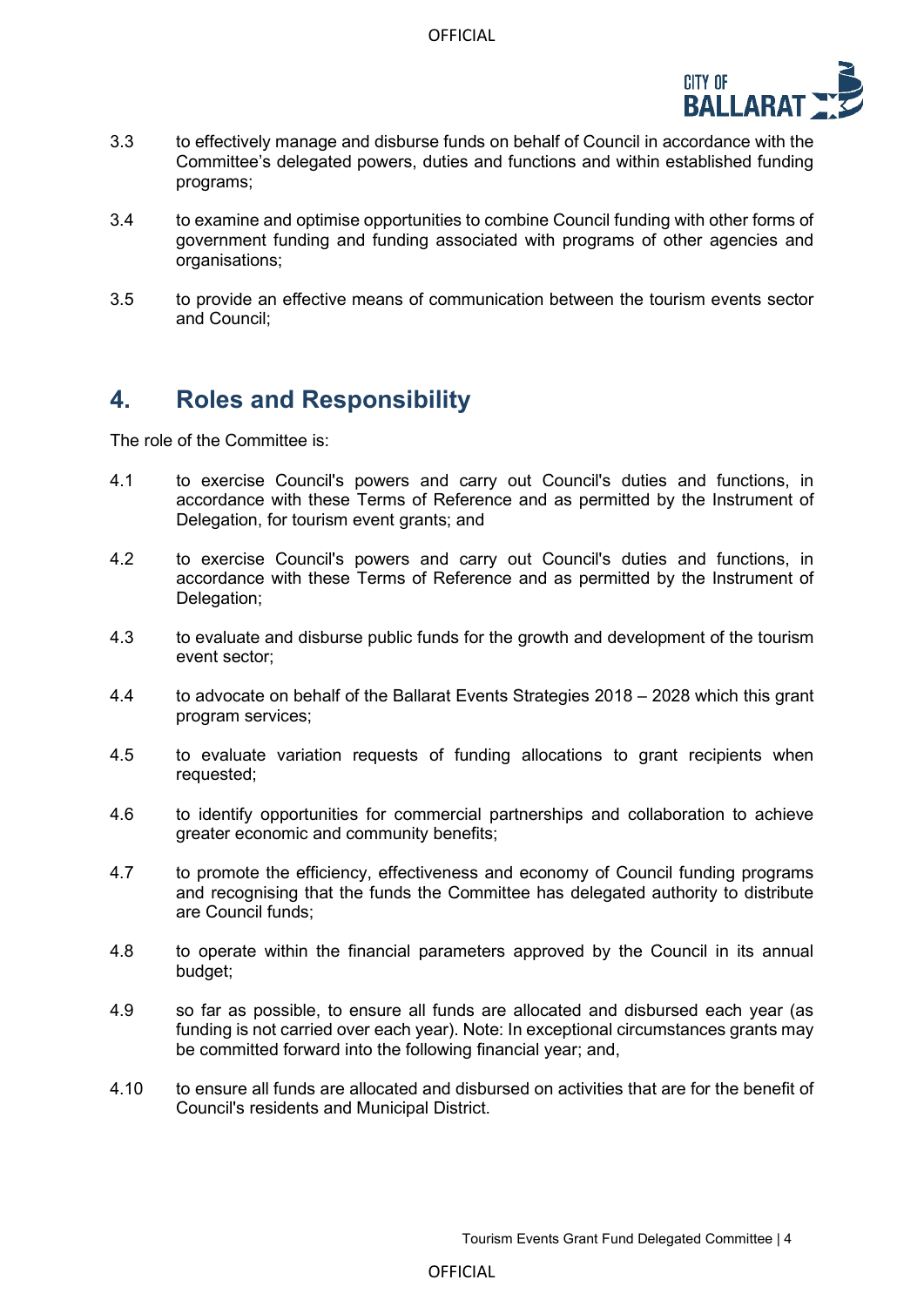3.3 to effectively manage and disburse funds on behalf of Council in accordance with the Committee’s delegated powers, duties and functions and within established funding programs;

3.4 to examine and optimise opportunities to combine Council funding with other forms of government funding and funding associated with programs of other agencies and organisations;

3.5 to provide an effective means of communication between the tourism events sector and Council;

## 4. Roles and Responsibility

The role of the Committee is:

4.1 to exercise Council's powers and carry out Council's duties and functions, in accordance with these Terms of Reference and as permitted by the Instrument of Delegation, for tourism event grants; and

4.2 to exercise Council's powers and carry out Council's duties and functions, in accordance with these Terms of Reference and as permitted by the Instrument of Delegation;

4.3 to evaluate and disburse public funds for the growth and development of the tourism event sector;

4.4 to advocate on behalf of the Ballarat Events Strategies 2018 – 2028 which this grant program services;

4.5 to evaluate variation requests of funding allocations to grant recipients when requested;

4.6 to identify opportunities for commercial partnerships and collaboration to achieve greater economic and community benefits;

4.7 to promote the efficiency, effectiveness and economy of Council funding programs and recognising that the funds the Committee has delegated authority to distribute are Council funds;

4.8 to operate within the financial parameters approved by the Council in its annual budget;

4.9 so far as possible, to ensure all funds are allocated and disbursed each year (as funding is not carried over each year). Note: In exceptional circumstances grants may be committed forward into the following financial year; and,

4.10 to ensure all funds are allocated and disbursed on activities that are for the benefit of Council's residents and Municipal District.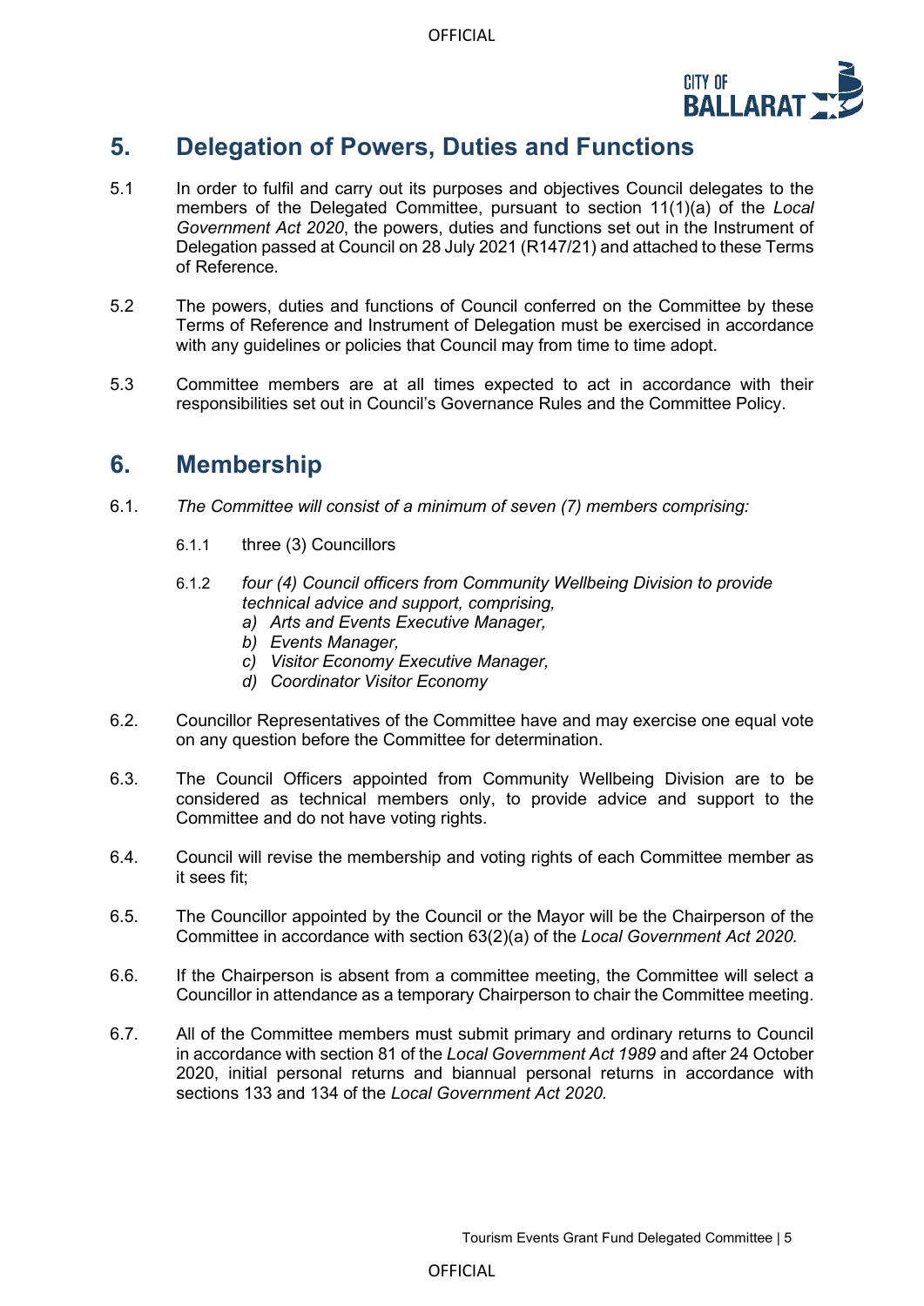## 5. Delegation of Powers, Duties and Functions

5.1 In order to fulfil and carry out its purposes and objectives Council delegates to the members of the Delegated Committee, pursuant to section 11(1)(a) of the *Local Government Act 2020*, the powers, duties and functions set out in the Instrument of Delegation passed at Council on 28 July 2021 (R147/21) and attached to these Terms of Reference.

5.2 The powers, duties and functions of Council conferred on the Committee by these Terms of Reference and Instrument of Delegation must be exercised in accordance with any guidelines or policies that Council may from time to time adopt.

5.3 Committee members are at all times expected to act in accordance with their responsibilities set out in Council's Governance Rules and the Committee Policy.

## 6. Membership

6.1. *The Committee will consist of a minimum of seven (7) members comprising:*

6.1.1 three (3) Councillors

6.1.2 *four (4) Council officers from Community Wellbeing Division to provide technical advice and support, comprising,*

*a) Arts and Events Executive Manager,*

*b) Events Manager,*

*c) Visitor Economy Executive Manager,*

*d) Coordinator Visitor Economy*

6.2. Councillor Representatives of the Committee have and may exercise one equal vote on any question before the Committee for determination.

6.3. The Council Officers appointed from Community Wellbeing Division are to be considered as technical members only, to provide advice and support to the Committee and do not have voting rights.

6.4. Council will revise the membership and voting rights of each Committee member as it sees fit;

6.5. The Councillor appointed by the Council or the Mayor will be the Chairperson of the Committee in accordance with section 63(2)(a) of the *Local Government Act 2020.*

6.6. If the Chairperson is absent from a committee meeting, the Committee will select a Councillor in attendance as a temporary Chairperson to chair the Committee meeting.

6.7. All of the Committee members must submit primary and ordinary returns to Council in accordance with section 81 of the *Local Government Act 1989* and after 24 October 2020, initial personal returns and biannual personal returns in accordance with sections 133 and 134 of the *Local Government Act 2020.*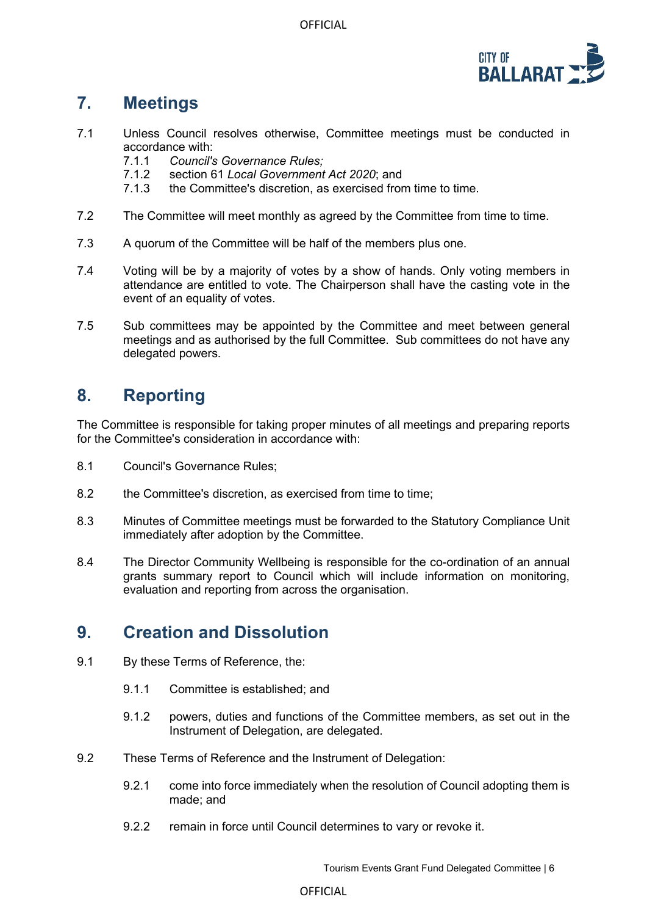## 7. Meetings

7.1 Unless Council resolves otherwise, Committee meetings must be conducted in accordance with:

7.1.1 *Council's Governance Rules;*

7.1.2 section 61 *Local Government Act 2020*; and

7.1.3 the Committee's discretion, as exercised from time to time.

7.2 The Committee will meet monthly as agreed by the Committee from time to time.

7.3 A quorum of the Committee will be half of the members plus one.

7.4 Voting will be by a majority of votes by a show of hands. Only voting members in attendance are entitled to vote. The Chairperson shall have the casting vote in the event of an equality of votes.

7.5 Sub committees may be appointed by the Committee and meet between general meetings and as authorised by the full Committee. Sub committees do not have any delegated powers.

## 8. Reporting

The Committee is responsible for taking proper minutes of all meetings and preparing reports for the Committee's consideration in accordance with:

8.1 Council's Governance Rules;

8.2 the Committee's discretion, as exercised from time to time;

8.3 Minutes of Committee meetings must be forwarded to the Statutory Compliance Unit immediately after adoption by the Committee.

8.4 The Director Community Wellbeing is responsible for the co-ordination of an annual grants summary report to Council which will include information on monitoring, evaluation and reporting from across the organisation.

## 9. Creation and Dissolution

9.1 By these Terms of Reference, the:

9.1.1 Committee is established; and

9.1.2 powers, duties and functions of the Committee members, as set out in the Instrument of Delegation, are delegated.

9.2 These Terms of Reference and the Instrument of Delegation:

9.2.1 come into force immediately when the resolution of Council adopting them is made; and

9.2.2 remain in force until Council determines to vary or revoke it.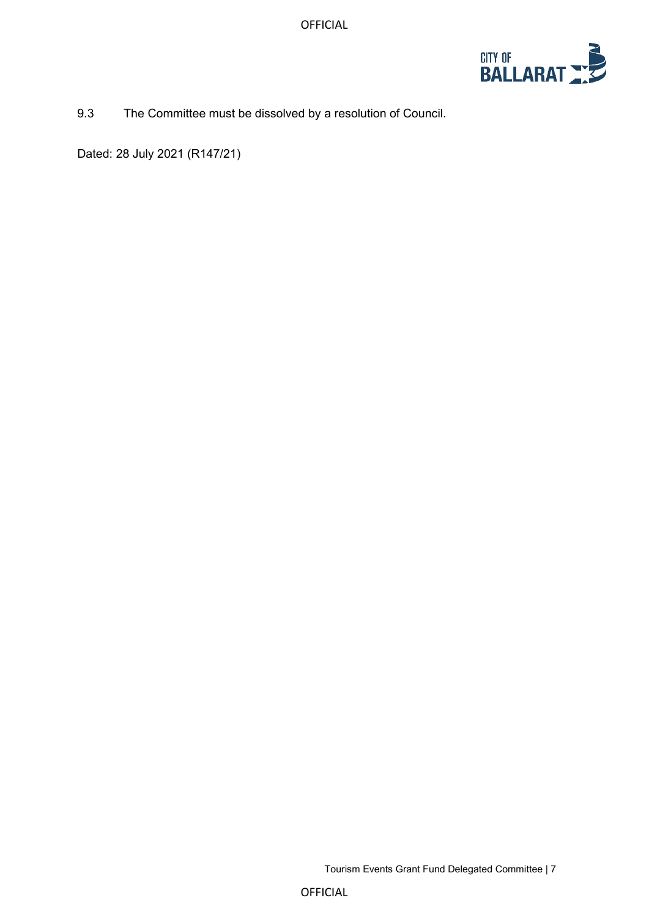9.3 The Committee must be dissolved by a resolution of Council.

Dated: 28 July 2021 (R147/21)